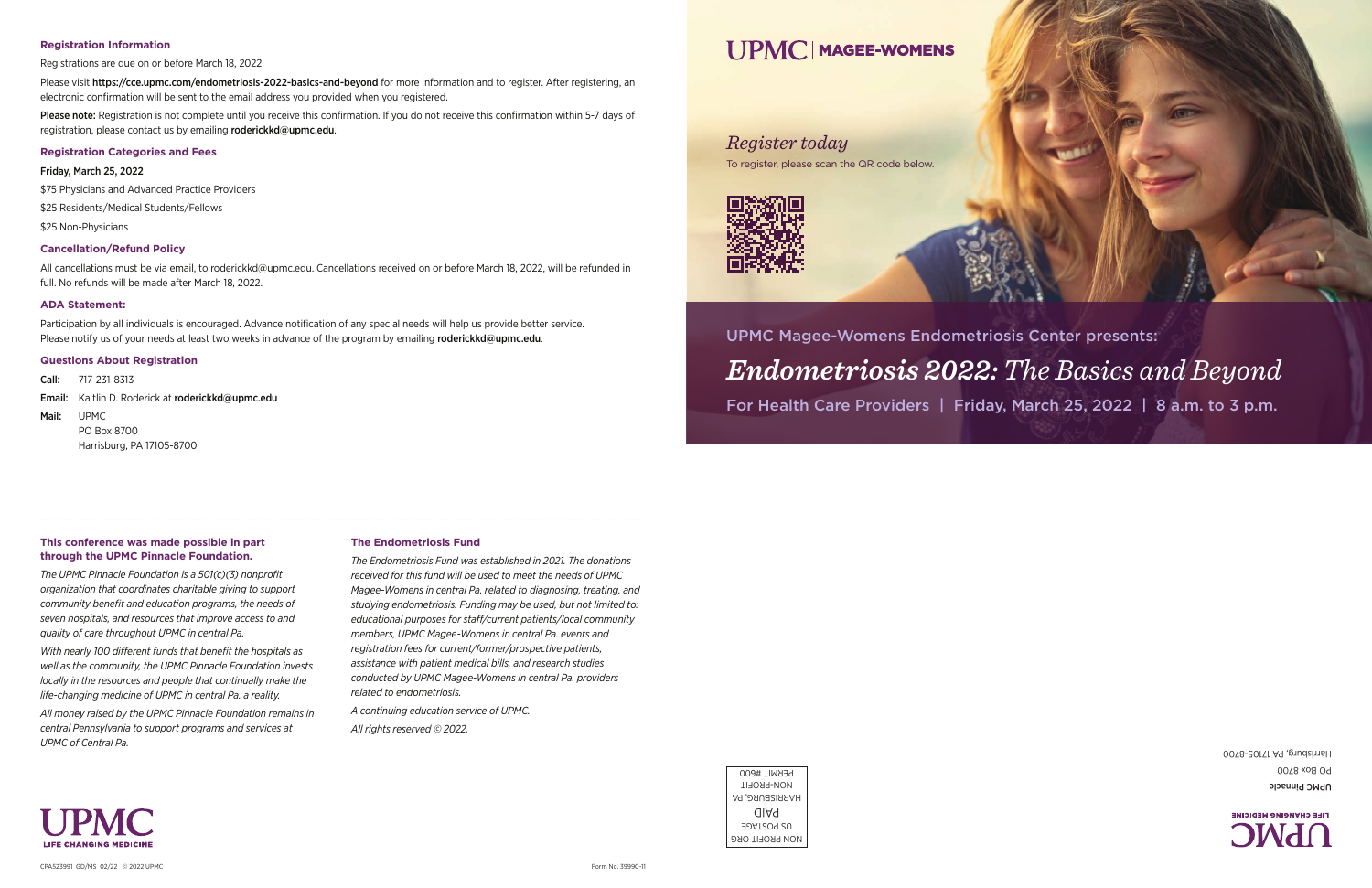## Registration Information

Registrations are due on or before March 18, 2022.

Please visit https://cce.upmc.com/endometriosis-2022-basics-and-beyond for more information and to register. After registering, an electronic confirmation will be sent to the email address you provided when you registered.

**Please note:** Registration is not complete until you receive this confirmation. If you do not receive this confirmation within 5-7 days of registration, please contact us by emailing roderickkd@upmc.edu.

## Registration Categories and Fees

Friday, March 25, 2022

$75 Physicians and Advanced Practice Providers

$25 Residents/Medical Students/Fellows

$25 Non-Physicians

## Cancellation/Refund Policy

All cancellations must be via email, to roderickkd@upmc.edu. Cancellations received on or before March 18, 2022, will be refunded in full. No refunds will be made after March 18, 2022.

## ADA Statement:

Participation by all individuals is encouraged. Advance notification of any special needs will help us provide better service. Please notify us of your needs at least two weeks in advance of the program by emailing roderickkd@upmc.edu.

## Questions About Registration

**Call:** 717-231-8313

**Email:** Kaitlin D. Roderick at roderickkd@upmc.edu

**Mail:** UPMC
PO Box 8700
Harrisburg, PA 17105-8700

## This conference was made possible in part through the UPMC Pinnacle Foundation.

*The UPMC Pinnacle Foundation is a 501(c)(3) nonprofit organization that coordinates charitable giving to support community benefit and education programs, the needs of seven hospitals, and resources that improve access to and quality of care throughout UPMC in central Pa.*

*With nearly 100 different funds that benefit the hospitals as well as the community, the UPMC Pinnacle Foundation invests locally in the resources and people that continually make the life-changing medicine of UPMC in central Pa. a reality.*

*All money raised by the UPMC Pinnacle Foundation remains in central Pennsylvania to support programs and services at UPMC of Central Pa.*

## The Endometriosis Fund

*The Endometriosis Fund was established in 2021. The donations received for this fund will be used to meet the needs of UPMC Magee-Womens in central Pa. related to diagnosing, treating, and studying endometriosis. Funding may be used, but not limited to: educational purposes for staff/current patients/local community members, UPMC Magee-Womens in central Pa. events and registration fees for current/former/prospective patients, assistance with patient medical bills, and research studies conducted by UPMC Magee-Womens in central Pa. providers related to endometriosis.*

*A continuing education service of UPMC.*

*All rights reserved © 2022.*

UPMC LIFE CHANGING MEDICINE

CPA523991 GD/MS 02/22 © 2022 UPMC

Form No. 39990-11

NON PROFIT ORG
US POSTAGE
PAID
HARRISBURG, PA
NON-PROFIT
PERMIT #600

UPMC LIFE CHANGING MEDICINE

UPMC Pinnacle
PO Box 8700
Harrisburg, PA 17105-8700

UPMC | MAGEE-WOMENS

*Register today*

To register, please scan the QR code below.

UPMC Magee-Womens Endometriosis Center presents:

# *Endometriosis 2022: The Basics and Beyond*

For Health Care Providers | Friday, March 25, 2022 | 8 a.m. to 3 p.m.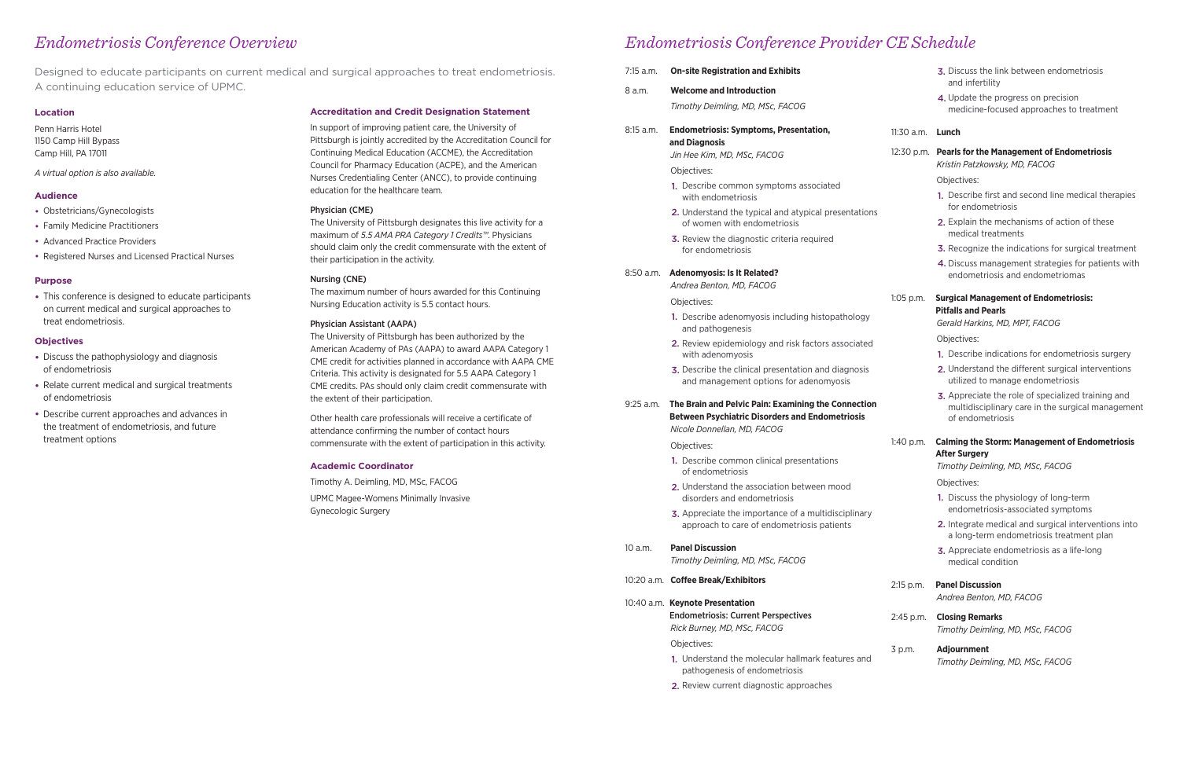# Endometriosis Conference Overview

Designed to educate participants on current medical and surgical approaches to treat endometriosis. A continuing education service of UPMC.

### Location

Penn Harris Hotel
1150 Camp Hill Bypass
Camp Hill, PA 17011

*A virtual option is also available.*

### Audience

- Obstetricians/Gynecologists
- Family Medicine Practitioners
- Advanced Practice Providers
- Registered Nurses and Licensed Practical Nurses

### Purpose

- This conference is designed to educate participants on current medical and surgical approaches to treat endometriosis.

### Objectives

- Discuss the pathophysiology and diagnosis of endometriosis
- Relate current medical and surgical treatments of endometriosis
- Describe current approaches and advances in the treatment of endometriosis, and future treatment options

### Accreditation and Credit Designation Statement

In support of improving patient care, the University of Pittsburgh is jointly accredited by the Accreditation Council for Continuing Medical Education (ACCME), the Accreditation Council for Pharmacy Education (ACPE), and the American Nurses Credentialing Center (ANCC), to provide continuing education for the healthcare team.

#### Physician (CME)

The University of Pittsburgh designates this live activity for a maximum of *5.5 AMA PRA Category 1 Credits™*. Physicians should claim only the credit commensurate with the extent of their participation in the activity.

#### Nursing (CNE)

The maximum number of hours awarded for this Continuing Nursing Education activity is 5.5 contact hours.

#### Physician Assistant (AAPA)

The University of Pittsburgh has been authorized by the American Academy of PAs (AAPA) to award AAPA Category 1 CME credit for activities planned in accordance with AAPA CME Criteria. This activity is designated for 5.5 AAPA Category 1 CME credits. PAs should only claim credit commensurate with the extent of their participation.

Other health care professionals will receive a certificate of attendance confirming the number of contact hours commensurate with the extent of participation in this activity.

### Academic Coordinator

Timothy A. Deimling, MD, MSc, FACOG

UPMC Magee-Womens Minimally Invasive Gynecologic Surgery

# Endometriosis Conference Provider CE Schedule

**7:15 a.m. On-site Registration and Exhibits**

**8 a.m. Welcome and Introduction**
*Timothy Deimling, MD, MSc, FACOG*

**8:15 a.m. Endometriosis: Symptoms, Presentation, and Diagnosis**
*Jin Hee Kim, MD, MSc, FACOG*

Objectives:

1. Describe common symptoms associated with endometriosis
2. Understand the typical and atypical presentations of women with endometriosis
3. Review the diagnostic criteria required for endometriosis

**8:50 a.m. Adenomyosis: Is It Related?**
*Andrea Benton, MD, FACOG*

Objectives:

1. Describe adenomyosis including histopathology and pathogenesis
2. Review epidemiology and risk factors associated with adenomyosis
3. Describe the clinical presentation and diagnosis and management options for adenomyosis

**9:25 a.m. The Brain and Pelvic Pain: Examining the Connection Between Psychiatric Disorders and Endometriosis**
*Nicole Donnellan, MD, FACOG*

Objectives:

1. Describe common clinical presentations of endometriosis
2. Understand the association between mood disorders and endometriosis
3. Appreciate the importance of a multidisciplinary approach to care of endometriosis patients

**10 a.m. Panel Discussion**
*Timothy Deimling, MD, MSc, FACOG*

**10:20 a.m. Coffee Break/Exhibitors**

**10:40 a.m. Keynote Presentation**
**Endometriosis: Current Perspectives**
*Rick Burney, MD, MSc, FACOG*

Objectives:

1. Understand the molecular hallmark features and pathogenesis of endometriosis
2. Review current diagnostic approaches
3. Discuss the link between endometriosis and infertility
4. Update the progress on precision medicine-focused approaches to treatment

**11:30 a.m. Lunch**

**12:30 p.m. Pearls for the Management of Endometriosis**
*Kristin Patzkowsky, MD, FACOG*

Objectives:

1. Describe first and second line medical therapies for endometriosis
2. Explain the mechanisms of action of these medical treatments
3. Recognize the indications for surgical treatment
4. Discuss management strategies for patients with endometriosis and endometriomas

**1:05 p.m. Surgical Management of Endometriosis: Pitfalls and Pearls**
*Gerald Harkins, MD, MPT, FACOG*

Objectives:

1. Describe indications for endometriosis surgery
2. Understand the different surgical interventions utilized to manage endometriosis
3. Appreciate the role of specialized training and multidisciplinary care in the surgical management of endometriosis

**1:40 p.m. Calming the Storm: Management of Endometriosis After Surgery**
*Timothy Deimling, MD, MSc, FACOG*

Objectives:

1. Discuss the physiology of long-term endometriosis-associated symptoms
2. Integrate medical and surgical interventions into a long-term endometriosis treatment plan
3. Appreciate endometriosis as a life-long medical condition

**2:15 p.m. Panel Discussion**
*Andrea Benton, MD, FACOG*

**2:45 p.m. Closing Remarks**
*Timothy Deimling, MD, MSc, FACOG*

**3 p.m. Adjournment**
*Timothy Deimling, MD, MSc, FACOG*